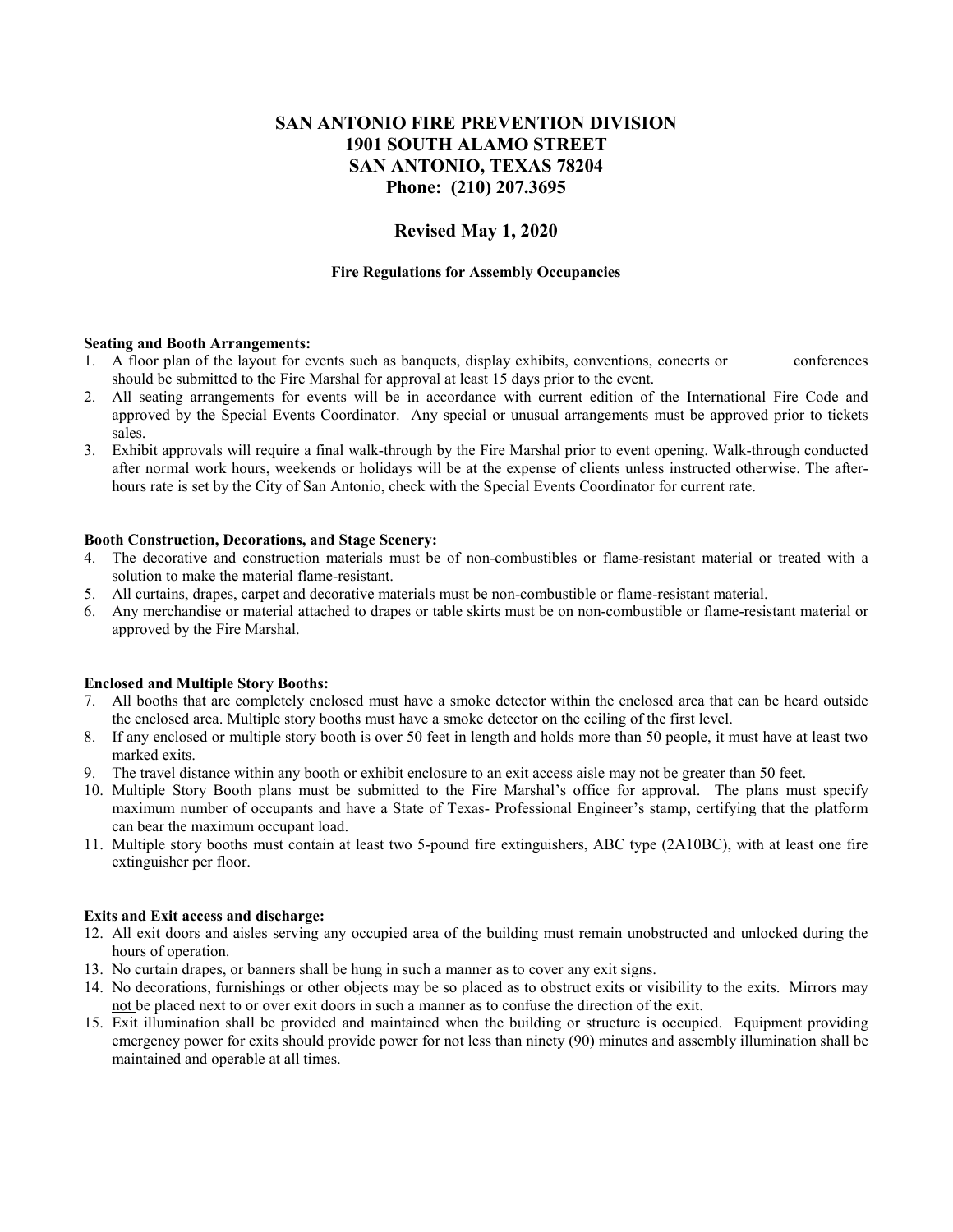# SAN ANTONIO FIRE PREVENTION DIVISION
# 1901 SOUTH ALAMO STREET
# SAN ANTONIO, TEXAS 78204
# Phone: (210) 207.3695

## Revised May 1, 2020

### Fire Regulations for Assembly Occupancies

**Seating and Booth Arrangements:**

1. A floor plan of the layout for events such as banquets, display exhibits, conventions, concerts or conferences should be submitted to the Fire Marshal for approval at least 15 days prior to the event.
2. All seating arrangements for events will be in accordance with current edition of the International Fire Code and approved by the Special Events Coordinator. Any special or unusual arrangements must be approved prior to tickets sales.
3. Exhibit approvals will require a final walk-through by the Fire Marshal prior to event opening. Walk-through conducted after normal work hours, weekends or holidays will be at the expense of clients unless instructed otherwise. The after-hours rate is set by the City of San Antonio, check with the Special Events Coordinator for current rate.

**Booth Construction, Decorations, and Stage Scenery:**

4. The decorative and construction materials must be of non-combustibles or flame-resistant material or treated with a solution to make the material flame-resistant.
5. All curtains, drapes, carpet and decorative materials must be non-combustible or flame-resistant material.
6. Any merchandise or material attached to drapes or table skirts must be on non-combustible or flame-resistant material or approved by the Fire Marshal.

**Enclosed and Multiple Story Booths:**

7. All booths that are completely enclosed must have a smoke detector within the enclosed area that can be heard outside the enclosed area. Multiple story booths must have a smoke detector on the ceiling of the first level.
8. If any enclosed or multiple story booth is over 50 feet in length and holds more than 50 people, it must have at least two marked exits.
9. The travel distance within any booth or exhibit enclosure to an exit access aisle may not be greater than 50 feet.
10. Multiple Story Booth plans must be submitted to the Fire Marshal's office for approval. The plans must specify maximum number of occupants and have a State of Texas- Professional Engineer's stamp, certifying that the platform can bear the maximum occupant load.
11. Multiple story booths must contain at least two 5-pound fire extinguishers, ABC type (2A10BC), with at least one fire extinguisher per floor.

**Exits and Exit access and discharge:**

12. All exit doors and aisles serving any occupied area of the building must remain unobstructed and unlocked during the hours of operation.
13. No curtain drapes, or banners shall be hung in such a manner as to cover any exit signs.
14. No decorations, furnishings or other objects may be so placed as to obstruct exits or visibility to the exits. Mirrors may not be placed next to or over exit doors in such a manner as to confuse the direction of the exit.
15. Exit illumination shall be provided and maintained when the building or structure is occupied. Equipment providing emergency power for exits should provide power for not less than ninety (90) minutes and assembly illumination shall be maintained and operable at all times.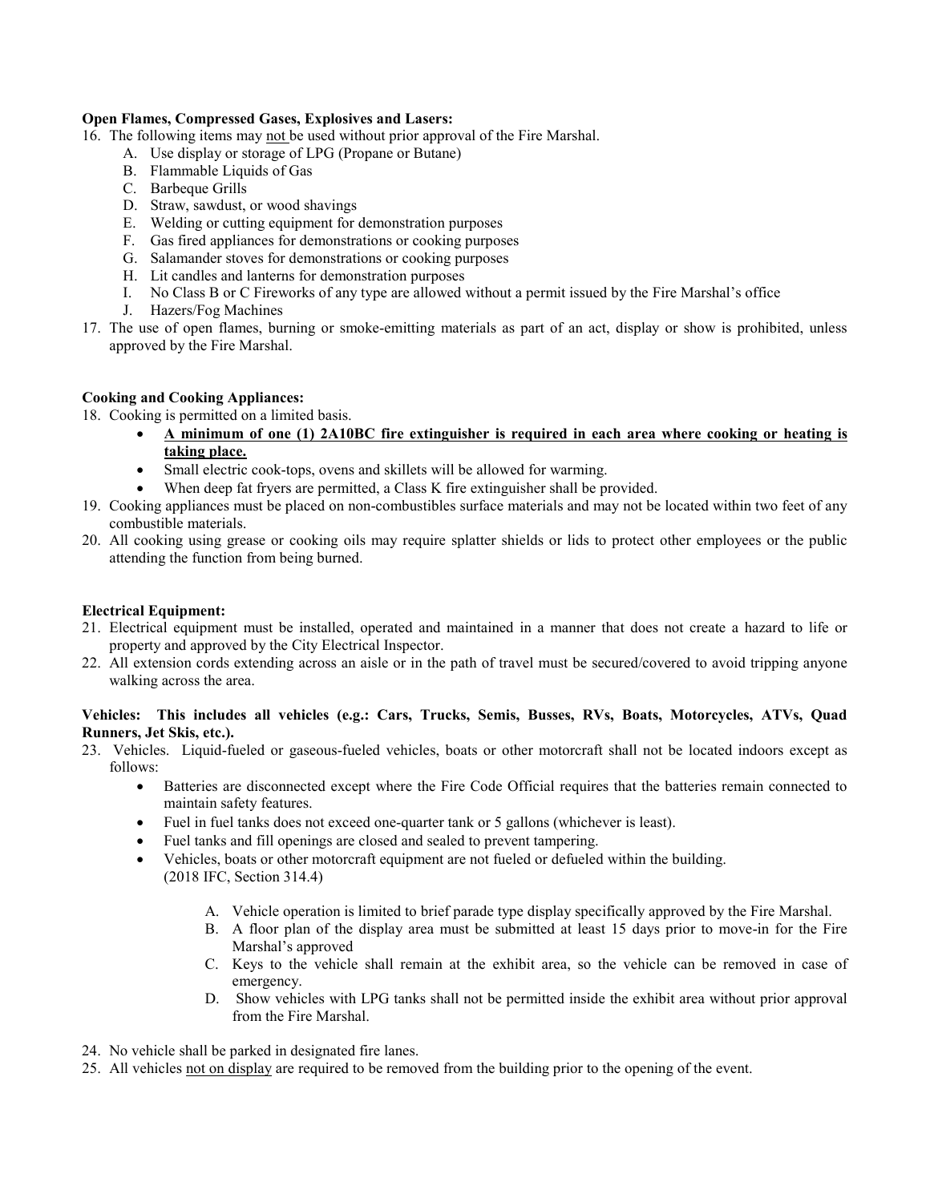**Open Flames, Compressed Gases, Explosives and Lasers:**

16. The following items may <u>not</u> be used without prior approval of the Fire Marshal.
    - A. Use display or storage of LPG (Propane or Butane)
    - B. Flammable Liquids of Gas
    - C. Barbeque Grills
    - D. Straw, sawdust, or wood shavings
    - E. Welding or cutting equipment for demonstration purposes
    - F. Gas fired appliances for demonstrations or cooking purposes
    - G. Salamander stoves for demonstrations or cooking purposes
    - H. Lit candles and lanterns for demonstration purposes
    - I. No Class B or C Fireworks of any type are allowed without a permit issued by the Fire Marshal's office
    - J. Hazers/Fog Machines
17. The use of open flames, burning or smoke-emitting materials as part of an act, display or show is prohibited, unless approved by the Fire Marshal.

**Cooking and Cooking Appliances:**

18. Cooking is permitted on a limited basis.
    - **<u>A minimum of one (1) 2A10BC fire extinguisher is required in each area where cooking or heating is taking place.</u>**
    - Small electric cook-tops, ovens and skillets will be allowed for warming.
    - When deep fat fryers are permitted, a Class K fire extinguisher shall be provided.
19. Cooking appliances must be placed on non-combustibles surface materials and may not be located within two feet of any combustible materials.
20. All cooking using grease or cooking oils may require splatter shields or lids to protect other employees or the public attending the function from being burned.

**Electrical Equipment:**

21. Electrical equipment must be installed, operated and maintained in a manner that does not create a hazard to life or property and approved by the City Electrical Inspector.
22. All extension cords extending across an aisle or in the path of travel must be secured/covered to avoid tripping anyone walking across the area.

**Vehicles: This includes all vehicles (e.g.: Cars, Trucks, Semis, Busses, RVs, Boats, Motorcycles, ATVs, Quad Runners, Jet Skis, etc.).**

23. Vehicles. Liquid-fueled or gaseous-fueled vehicles, boats or other motorcraft shall not be located indoors except as follows:
    - Batteries are disconnected except where the Fire Code Official requires that the batteries remain connected to maintain safety features.
    - Fuel in fuel tanks does not exceed one-quarter tank or 5 gallons (whichever is least).
    - Fuel tanks and fill openings are closed and sealed to prevent tampering.
    - Vehicles, boats or other motorcraft equipment are not fueled or defueled within the building. (2018 IFC, Section 314.4)
        - A. Vehicle operation is limited to brief parade type display specifically approved by the Fire Marshal.
        - B. A floor plan of the display area must be submitted at least 15 days prior to move-in for the Fire Marshal's approved
        - C. Keys to the vehicle shall remain at the exhibit area, so the vehicle can be removed in case of emergency.
        - D. Show vehicles with LPG tanks shall not be permitted inside the exhibit area without prior approval from the Fire Marshal.
24. No vehicle shall be parked in designated fire lanes.
25. All vehicles <u>not on display</u> are required to be removed from the building prior to the opening of the event.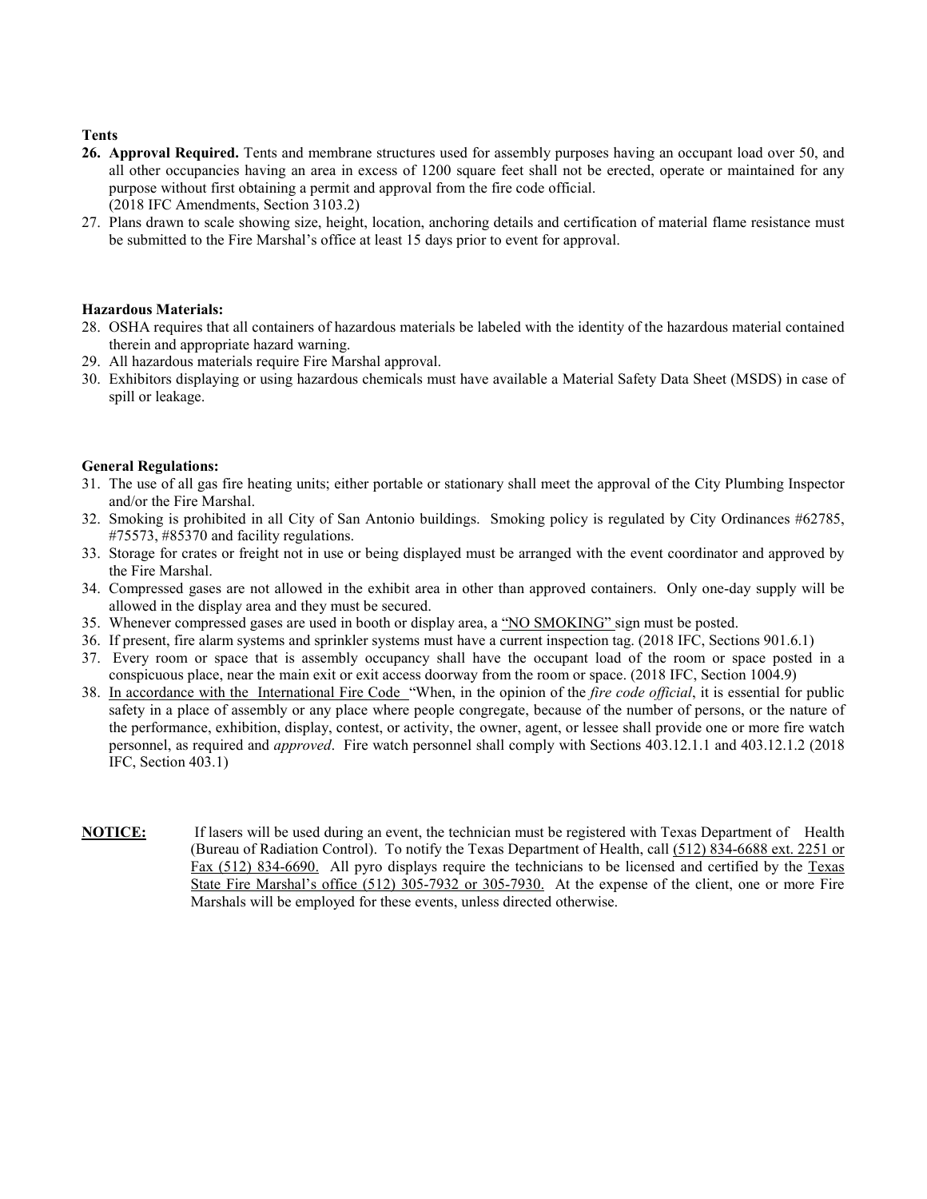**Tents**

26. **Approval Required.** Tents and membrane structures used for assembly purposes having an occupant load over 50, and all other occupancies having an area in excess of 1200 square feet shall not be erected, operate or maintained for any purpose without first obtaining a permit and approval from the fire code official.
    (2018 IFC Amendments, Section 3103.2)
27. Plans drawn to scale showing size, height, location, anchoring details and certification of material flame resistance must be submitted to the Fire Marshal's office at least 15 days prior to event for approval.

**Hazardous Materials:**

28. OSHA requires that all containers of hazardous materials be labeled with the identity of the hazardous material contained therein and appropriate hazard warning.
29. All hazardous materials require Fire Marshal approval.
30. Exhibitors displaying or using hazardous chemicals must have available a Material Safety Data Sheet (MSDS) in case of spill or leakage.

**General Regulations:**

31. The use of all gas fire heating units; either portable or stationary shall meet the approval of the City Plumbing Inspector and/or the Fire Marshal.
32. Smoking is prohibited in all City of San Antonio buildings. Smoking policy is regulated by City Ordinances #62785, #75573, #85370 and facility regulations.
33. Storage for crates or freight not in use or being displayed must be arranged with the event coordinator and approved by the Fire Marshal.
34. Compressed gases are not allowed in the exhibit area in other than approved containers. Only one-day supply will be allowed in the display area and they must be secured.
35. Whenever compressed gases are used in booth or display area, a "NO SMOKING" sign must be posted.
36. If present, fire alarm systems and sprinkler systems must have a current inspection tag. (2018 IFC, Sections 901.6.1)
37. Every room or space that is assembly occupancy shall have the occupant load of the room or space posted in a conspicuous place, near the main exit or exit access doorway from the room or space. (2018 IFC, Section 1004.9)
38. In accordance with the International Fire Code "When, in the opinion of the *fire code official*, it is essential for public safety in a place of assembly or any place where people congregate, because of the number of persons, or the nature of the performance, exhibition, display, contest, or activity, the owner, agent, or lessee shall provide one or more fire watch personnel, as required and *approved*. Fire watch personnel shall comply with Sections 403.12.1.1 and 403.12.1.2 (2018 IFC, Section 403.1)

**NOTICE:** If lasers will be used during an event, the technician must be registered with Texas Department of Health (Bureau of Radiation Control). To notify the Texas Department of Health, call (512) 834-6688 ext. 2251 or Fax (512) 834-6690. All pyro displays require the technicians to be licensed and certified by the Texas State Fire Marshal's office (512) 305-7932 or 305-7930. At the expense of the client, one or more Fire Marshals will be employed for these events, unless directed otherwise.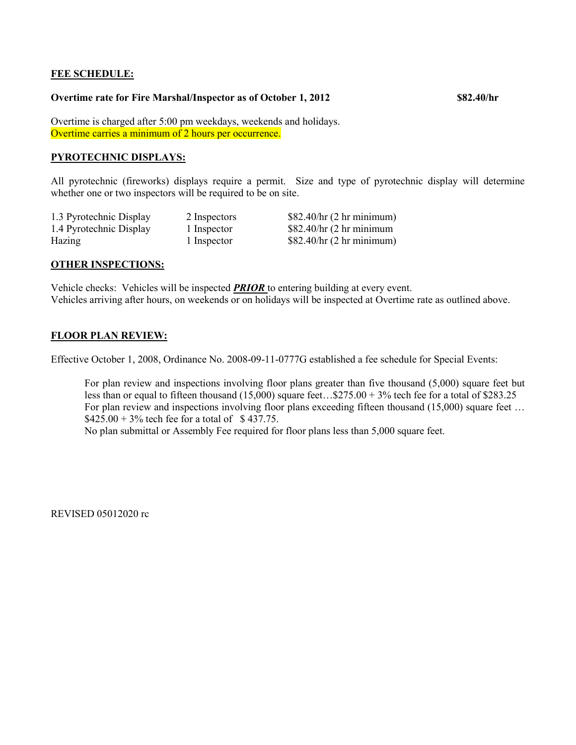**FEE SCHEDULE:**

**Overtime rate for Fire Marshal/Inspector as of October 1, 2012 $82.40/hr**

Overtime is charged after 5:00 pm weekdays, weekends and holidays.
Overtime carries a minimum of 2 hours per occurrence.

**PYROTECHNIC DISPLAYS:**

All pyrotechnic (fireworks) displays require a permit. Size and type of pyrotechnic display will determine whether one or two inspectors will be required to be on site.

| | | |
|---|---|---|
| 1.3 Pyrotechnic Display | 2 Inspectors | $82.40/hr (2 hr minimum) |
| 1.4 Pyrotechnic Display | 1 Inspector | $82.40/hr (2 hr minimum |
| Hazing | 1 Inspector | $82.40/hr (2 hr minimum) |

**OTHER INSPECTIONS:**

Vehicle checks: Vehicles will be inspected ***PRIOR*** to entering building at every event.
Vehicles arriving after hours, on weekends or on holidays will be inspected at Overtime rate as outlined above.

**FLOOR PLAN REVIEW:**

Effective October 1, 2008, Ordinance No. 2008-09-11-0777G established a fee schedule for Special Events:

For plan review and inspections involving floor plans greater than five thousand (5,000) square feet but less than or equal to fifteen thousand (15,000) square feet…$275.00 + 3% tech fee for a total of $283.25
For plan review and inspections involving floor plans exceeding fifteen thousand (15,000) square feet … $425.00 + 3% tech fee for a total of $ 437.75.
No plan submittal or Assembly Fee required for floor plans less than 5,000 square feet.

REVISED 05012020 rc